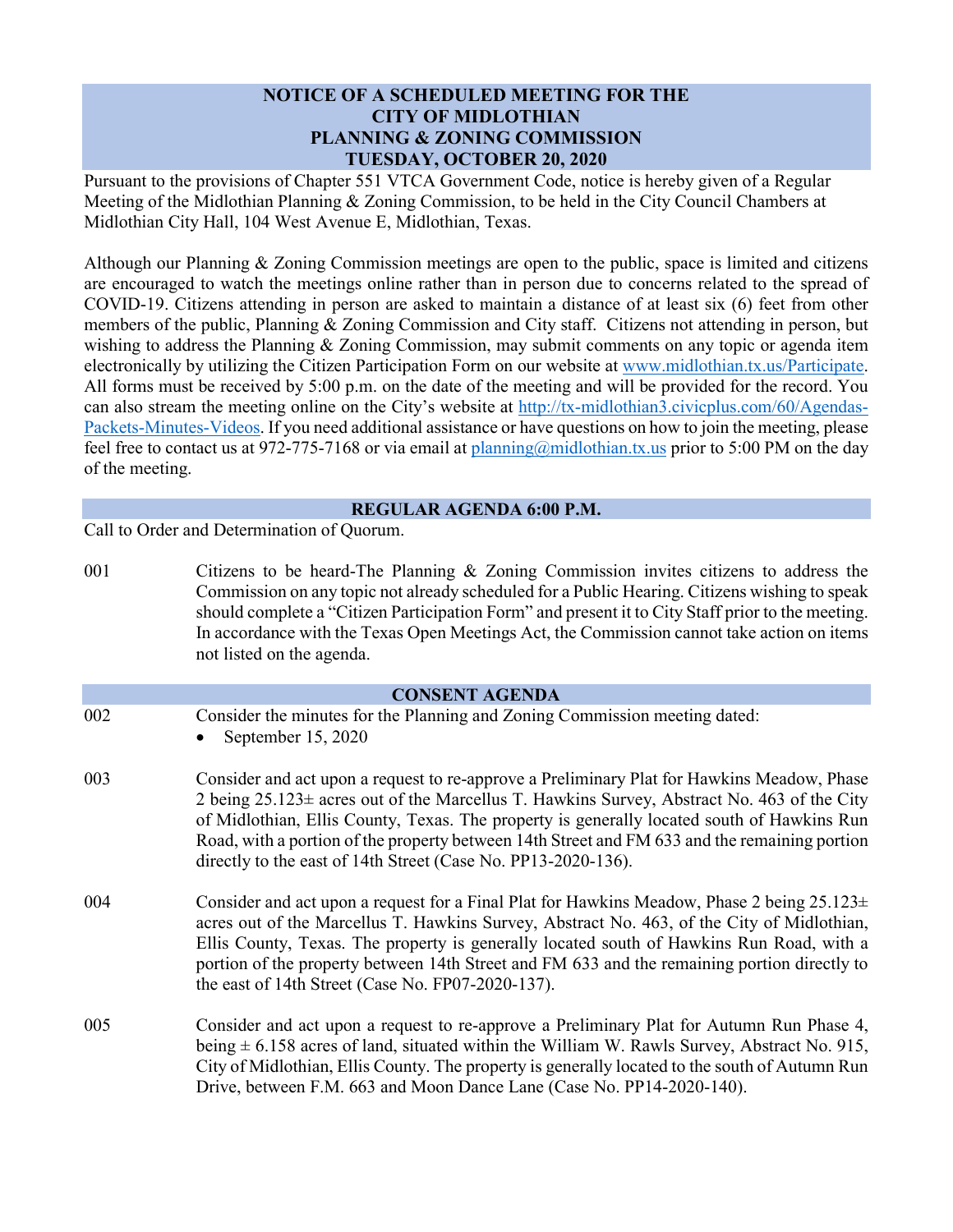# NOTICE OF A SCHEDULED MEETING FOR THE CITY OF MIDLOTHIAN PLANNING & ZONING COMMISSION TUESDAY, OCTOBER 20, 2020

Pursuant to the provisions of Chapter 551 VTCA Government Code, notice is hereby given of a Regular Meeting of the Midlothian Planning & Zoning Commission, to be held in the City Council Chambers at Midlothian City Hall, 104 West Avenue E, Midlothian, Texas.

Although our Planning & Zoning Commission meetings are open to the public, space is limited and citizens are encouraged to watch the meetings online rather than in person due to concerns related to the spread of COVID-19. Citizens attending in person are asked to maintain a distance of at least six (6) feet from other members of the public, Planning & Zoning Commission and City staff. Citizens not attending in person, but wishing to address the Planning & Zoning Commission, may submit comments on any topic or agenda item electronically by utilizing the Citizen Participation Form on our website at www.midlothian.tx.us/Participate. All forms must be received by 5:00 p.m. on the date of the meeting and will be provided for the record. You can also stream the meeting online on the City's website at http://tx-midlothian3.civicplus.com/60/Agendas-Packets-Minutes-Videos. If you need additional assistance or have questions on how to join the meeting, please feel free to contact us at 972-775-7168 or via email at planning@midlothian.tx.us prior to 5:00 PM on the day of the meeting.

## REGULAR AGENDA 6:00 P.M.

Call to Order and Determination of Quorum.

001 Citizens to be heard-The Planning & Zoning Commission invites citizens to address the Commission on any topic not already scheduled for a Public Hearing. Citizens wishing to speak should complete a "Citizen Participation Form" and present it to City Staff prior to the meeting. In accordance with the Texas Open Meetings Act, the Commission cannot take action on items not listed on the agenda.

## CONSENT AGENDA

002 Consider the minutes for the Planning and Zoning Commission meeting dated:

- September 15, 2020

003 Consider and act upon a request to re-approve a Preliminary Plat for Hawkins Meadow, Phase 2 being 25.123± acres out of the Marcellus T. Hawkins Survey, Abstract No. 463 of the City of Midlothian, Ellis County, Texas. The property is generally located south of Hawkins Run Road, with a portion of the property between 14th Street and FM 633 and the remaining portion directly to the east of 14th Street (Case No. PP13-2020-136).

004 Consider and act upon a request for a Final Plat for Hawkins Meadow, Phase 2 being 25.123± acres out of the Marcellus T. Hawkins Survey, Abstract No. 463, of the City of Midlothian, Ellis County, Texas. The property is generally located south of Hawkins Run Road, with a portion of the property between 14th Street and FM 633 and the remaining portion directly to the east of 14th Street (Case No. FP07-2020-137).

005 Consider and act upon a request to re-approve a Preliminary Plat for Autumn Run Phase 4, being ± 6.158 acres of land, situated within the William W. Rawls Survey, Abstract No. 915, City of Midlothian, Ellis County. The property is generally located to the south of Autumn Run Drive, between F.M. 663 and Moon Dance Lane (Case No. PP14-2020-140).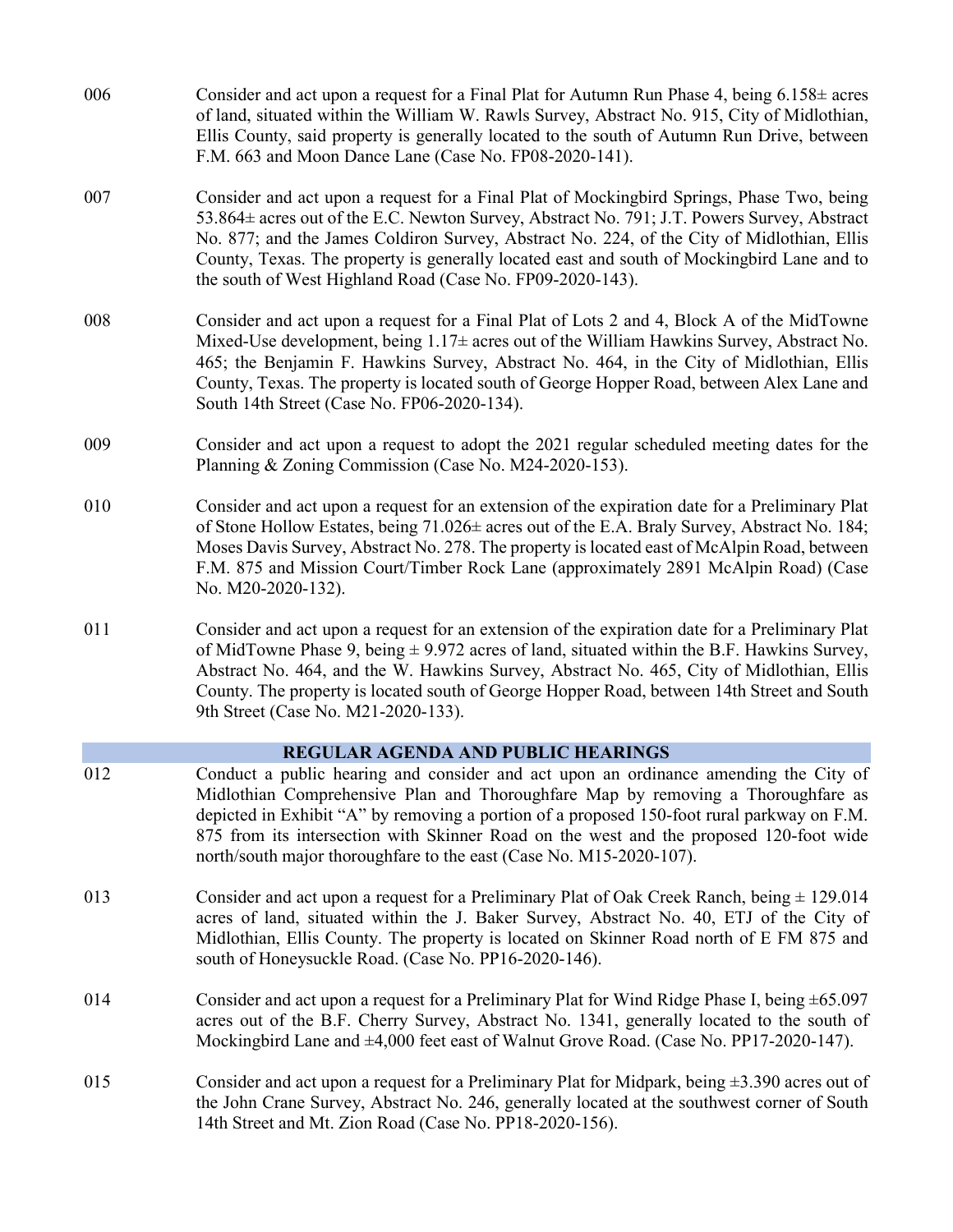006 Consider and act upon a request for a Final Plat for Autumn Run Phase 4, being 6.158± acres of land, situated within the William W. Rawls Survey, Abstract No. 915, City of Midlothian, Ellis County, said property is generally located to the south of Autumn Run Drive, between F.M. 663 and Moon Dance Lane (Case No. FP08-2020-141).

007 Consider and act upon a request for a Final Plat of Mockingbird Springs, Phase Two, being 53.864± acres out of the E.C. Newton Survey, Abstract No. 791; J.T. Powers Survey, Abstract No. 877; and the James Coldiron Survey, Abstract No. 224, of the City of Midlothian, Ellis County, Texas. The property is generally located east and south of Mockingbird Lane and to the south of West Highland Road (Case No. FP09-2020-143).

008 Consider and act upon a request for a Final Plat of Lots 2 and 4, Block A of the MidTowne Mixed-Use development, being 1.17± acres out of the William Hawkins Survey, Abstract No. 465; the Benjamin F. Hawkins Survey, Abstract No. 464, in the City of Midlothian, Ellis County, Texas. The property is located south of George Hopper Road, between Alex Lane and South 14th Street (Case No. FP06-2020-134).

009 Consider and act upon a request to adopt the 2021 regular scheduled meeting dates for the Planning & Zoning Commission (Case No. M24-2020-153).

010 Consider and act upon a request for an extension of the expiration date for a Preliminary Plat of Stone Hollow Estates, being 71.026± acres out of the E.A. Braly Survey, Abstract No. 184; Moses Davis Survey, Abstract No. 278. The property is located east of McAlpin Road, between F.M. 875 and Mission Court/Timber Rock Lane (approximately 2891 McAlpin Road) (Case No. M20-2020-132).

011 Consider and act upon a request for an extension of the expiration date for a Preliminary Plat of MidTowne Phase 9, being ± 9.972 acres of land, situated within the B.F. Hawkins Survey, Abstract No. 464, and the W. Hawkins Survey, Abstract No. 465, City of Midlothian, Ellis County. The property is located south of George Hopper Road, between 14th Street and South 9th Street (Case No. M21-2020-133).

## REGULAR AGENDA AND PUBLIC HEARINGS

012 Conduct a public hearing and consider and act upon an ordinance amending the City of Midlothian Comprehensive Plan and Thoroughfare Map by removing a Thoroughfare as depicted in Exhibit "A" by removing a portion of a proposed 150-foot rural parkway on F.M. 875 from its intersection with Skinner Road on the west and the proposed 120-foot wide north/south major thoroughfare to the east (Case No. M15-2020-107).

013 Consider and act upon a request for a Preliminary Plat of Oak Creek Ranch, being ± 129.014 acres of land, situated within the J. Baker Survey, Abstract No. 40, ETJ of the City of Midlothian, Ellis County. The property is located on Skinner Road north of E FM 875 and south of Honeysuckle Road. (Case No. PP16-2020-146).

014 Consider and act upon a request for a Preliminary Plat for Wind Ridge Phase I, being ±65.097 acres out of the B.F. Cherry Survey, Abstract No. 1341, generally located to the south of Mockingbird Lane and ±4,000 feet east of Walnut Grove Road. (Case No. PP17-2020-147).

015 Consider and act upon a request for a Preliminary Plat for Midpark, being ±3.390 acres out of the John Crane Survey, Abstract No. 246, generally located at the southwest corner of South 14th Street and Mt. Zion Road (Case No. PP18-2020-156).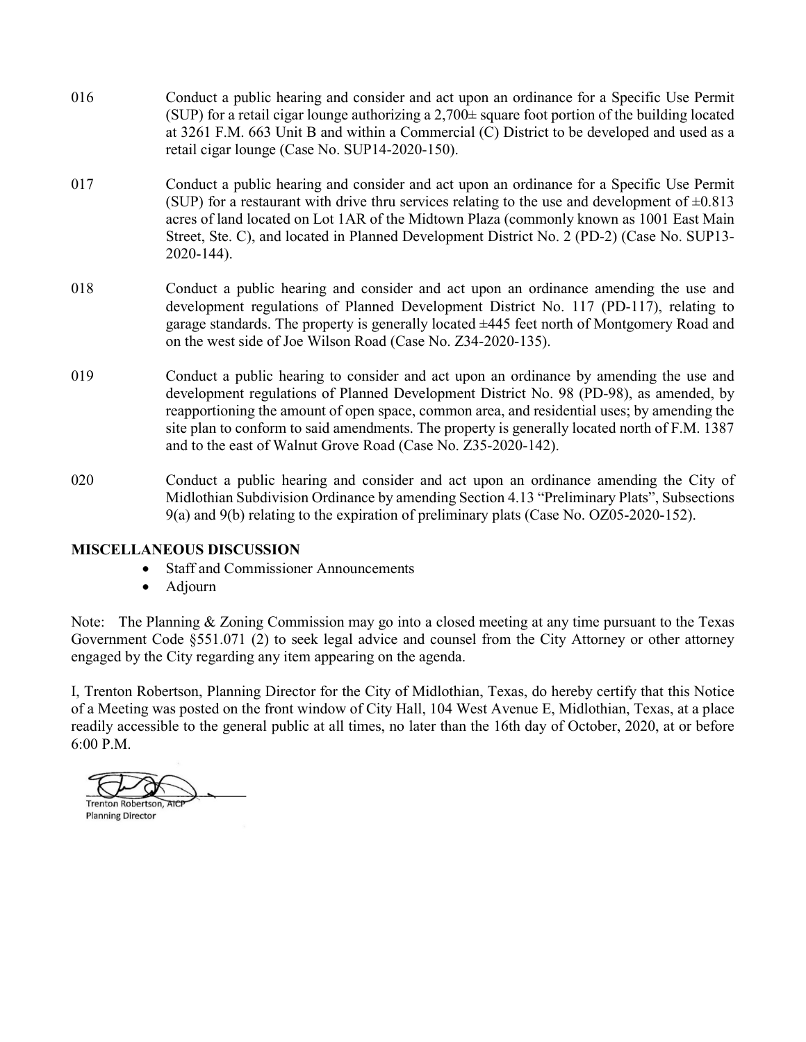016 Conduct a public hearing and consider and act upon an ordinance for a Specific Use Permit (SUP) for a retail cigar lounge authorizing a 2,700± square foot portion of the building located at 3261 F.M. 663 Unit B and within a Commercial (C) District to be developed and used as a retail cigar lounge (Case No. SUP14-2020-150).

017 Conduct a public hearing and consider and act upon an ordinance for a Specific Use Permit (SUP) for a restaurant with drive thru services relating to the use and development of ±0.813 acres of land located on Lot 1AR of the Midtown Plaza (commonly known as 1001 East Main Street, Ste. C), and located in Planned Development District No. 2 (PD-2) (Case No. SUP13-2020-144).

018 Conduct a public hearing and consider and act upon an ordinance amending the use and development regulations of Planned Development District No. 117 (PD-117), relating to garage standards. The property is generally located ±445 feet north of Montgomery Road and on the west side of Joe Wilson Road (Case No. Z34-2020-135).

019 Conduct a public hearing to consider and act upon an ordinance by amending the use and development regulations of Planned Development District No. 98 (PD-98), as amended, by reapportioning the amount of open space, common area, and residential uses; by amending the site plan to conform to said amendments. The property is generally located north of F.M. 1387 and to the east of Walnut Grove Road (Case No. Z35-2020-142).

020 Conduct a public hearing and consider and act upon an ordinance amending the City of Midlothian Subdivision Ordinance by amending Section 4.13 "Preliminary Plats", Subsections 9(a) and 9(b) relating to the expiration of preliminary plats (Case No. OZ05-2020-152).

**MISCELLANEOUS DISCUSSION**

- Staff and Commissioner Announcements
- Adjourn

Note: The Planning & Zoning Commission may go into a closed meeting at any time pursuant to the Texas Government Code §551.071 (2) to seek legal advice and counsel from the City Attorney or other attorney engaged by the City regarding any item appearing on the agenda.

I, Trenton Robertson, Planning Director for the City of Midlothian, Texas, do hereby certify that this Notice of a Meeting was posted on the front window of City Hall, 104 West Avenue E, Midlothian, Texas, at a place readily accessible to the general public at all times, no later than the 16th day of October, 2020, at or before 6:00 P.M.

Trenton Robertson, AICP
Planning Director